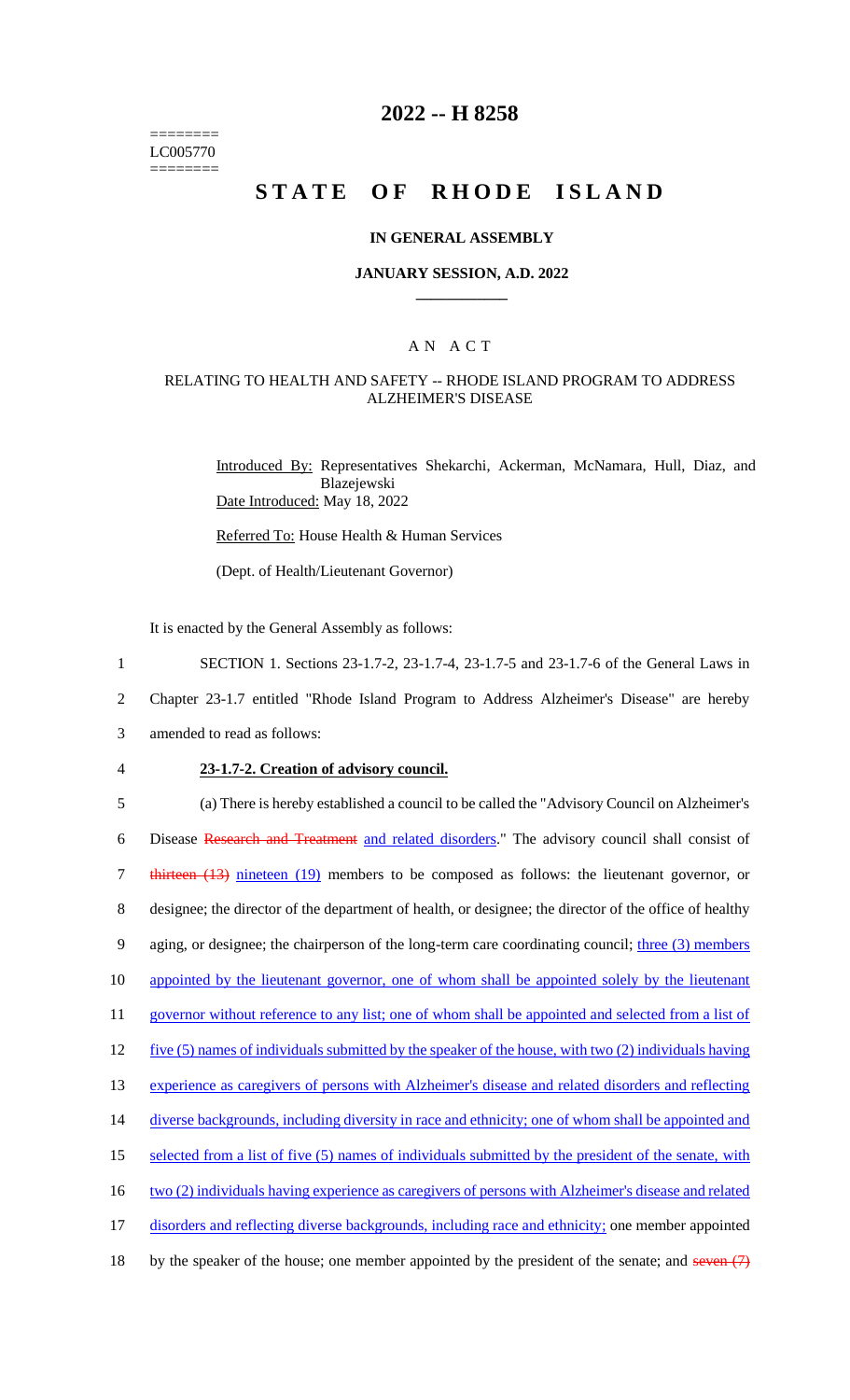========
LC005770
========

# 2022 -- H 8258

# STATE OF RHODE ISLAND

### IN GENERAL ASSEMBLY

### JANUARY SESSION, A.D. 2022

### A N A C T

### RELATING TO HEALTH AND SAFETY -- RHODE ISLAND PROGRAM TO ADDRESS ALZHEIMER'S DISEASE

Introduced By: Representatives Shekarchi, Ackerman, McNamara, Hull, Diaz, and Blazejewski

Date Introduced: May 18, 2022

Referred To: House Health & Human Services

(Dept. of Health/Lieutenant Governor)

It is enacted by the General Assembly as follows:

1 SECTION 1. Sections 23-1.7-2, 23-1.7-4, 23-1.7-5 and 23-1.7-6 of the General Laws in
2 Chapter 23-1.7 entitled "Rhode Island Program to Address Alzheimer's Disease" are hereby
3 amended to read as follows:

4 **23-1.7-2. Creation of advisory council.**

5 (a) There is hereby established a council to be called the "Advisory Council on Alzheimer's
6 Disease ~~Research and Treatment~~ and related disorders." The advisory council shall consist of
7 ~~thirteen (13)~~ nineteen (19) members to be composed as follows: the lieutenant governor, or
8 designee; the director of the department of health, or designee; the director of the office of healthy
9 aging, or designee; the chairperson of the long-term care coordinating council; three (3) members
10 appointed by the lieutenant governor, one of whom shall be appointed solely by the lieutenant
11 governor without reference to any list; one of whom shall be appointed and selected from a list of
12 five (5) names of individuals submitted by the speaker of the house, with two (2) individuals having
13 experience as caregivers of persons with Alzheimer's disease and related disorders and reflecting
14 diverse backgrounds, including diversity in race and ethnicity; one of whom shall be appointed and
15 selected from a list of five (5) names of individuals submitted by the president of the senate, with
16 two (2) individuals having experience as caregivers of persons with Alzheimer's disease and related
17 disorders and reflecting diverse backgrounds, including race and ethnicity; one member appointed
18 by the speaker of the house; one member appointed by the president of the senate; and ~~seven (7)~~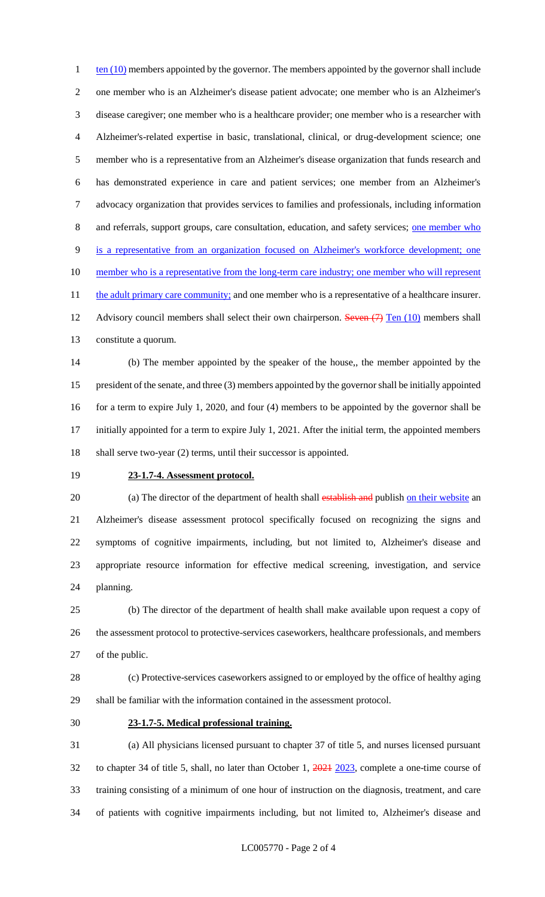ten (10) members appointed by the governor. The members appointed by the governor shall include one member who is an Alzheimer's disease patient advocate; one member who is an Alzheimer's disease caregiver; one member who is a healthcare provider; one member who is a researcher with Alzheimer's-related expertise in basic, translational, clinical, or drug-development science; one member who is a representative from an Alzheimer's disease organization that funds research and has demonstrated experience in care and patient services; one member from an Alzheimer's advocacy organization that provides services to families and professionals, including information and referrals, support groups, care consultation, education, and safety services; one member who is a representative from an organization focused on Alzheimer's workforce development; one member who is a representative from the long-term care industry; one member who will represent the adult primary care community; and one member who is a representative of a healthcare insurer. Advisory council members shall select their own chairperson. ~~Seven (7)~~ Ten (10) members shall constitute a quorum.

(b) The member appointed by the speaker of the house,, the member appointed by the president of the senate, and three (3) members appointed by the governor shall be initially appointed for a term to expire July 1, 2020, and four (4) members to be appointed by the governor shall be initially appointed for a term to expire July 1, 2021. After the initial term, the appointed members shall serve two-year (2) terms, until their successor is appointed.

**23-1.7-4. Assessment protocol.**

(a) The director of the department of health shall ~~establish and~~ publish on their website an Alzheimer's disease assessment protocol specifically focused on recognizing the signs and symptoms of cognitive impairments, including, but not limited to, Alzheimer's disease and appropriate resource information for effective medical screening, investigation, and service planning.

(b) The director of the department of health shall make available upon request a copy of the assessment protocol to protective-services caseworkers, healthcare professionals, and members of the public.

(c) Protective-services caseworkers assigned to or employed by the office of healthy aging shall be familiar with the information contained in the assessment protocol.

**23-1.7-5. Medical professional training.**

(a) All physicians licensed pursuant to chapter 37 of title 5, and nurses licensed pursuant to chapter 34 of title 5, shall, no later than October 1, ~~2021~~ 2023, complete a one-time course of training consisting of a minimum of one hour of instruction on the diagnosis, treatment, and care of patients with cognitive impairments including, but not limited to, Alzheimer's disease and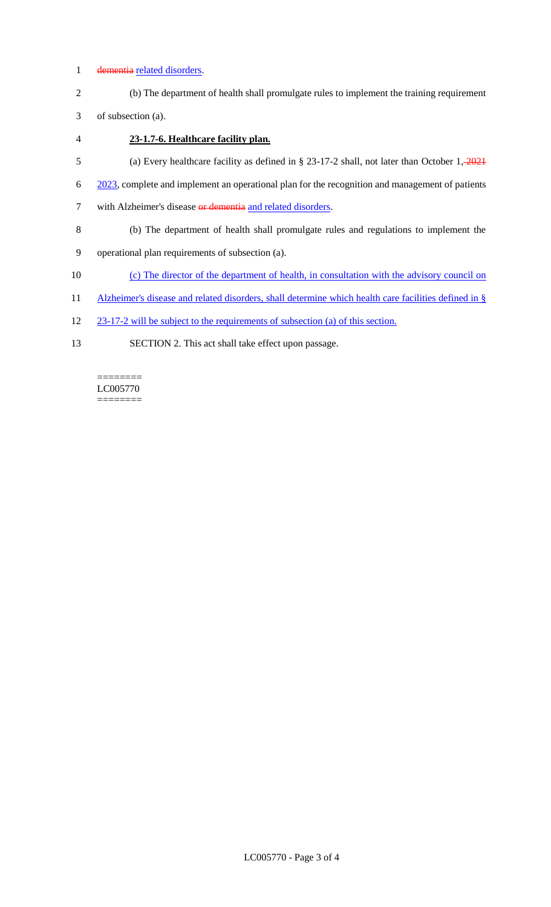~~dementia~~ related disorders.

(b) The department of health shall promulgate rules to implement the training requirement of subsection (a).

**23-1.7-6. Healthcare facility plan.**

(a) Every healthcare facility as defined in § 23-17-2 shall, not later than October 1, ~~2021~~ 2023, complete and implement an operational plan for the recognition and management of patients with Alzheimer's disease ~~or dementia~~ and related disorders.

(b) The department of health shall promulgate rules and regulations to implement the operational plan requirements of subsection (a).

(c) The director of the department of health, in consultation with the advisory council on Alzheimer's disease and related disorders, shall determine which health care facilities defined in § 23-17-2 will be subject to the requirements of subsection (a) of this section.

SECTION 2. This act shall take effect upon passage.

========
LC005770
========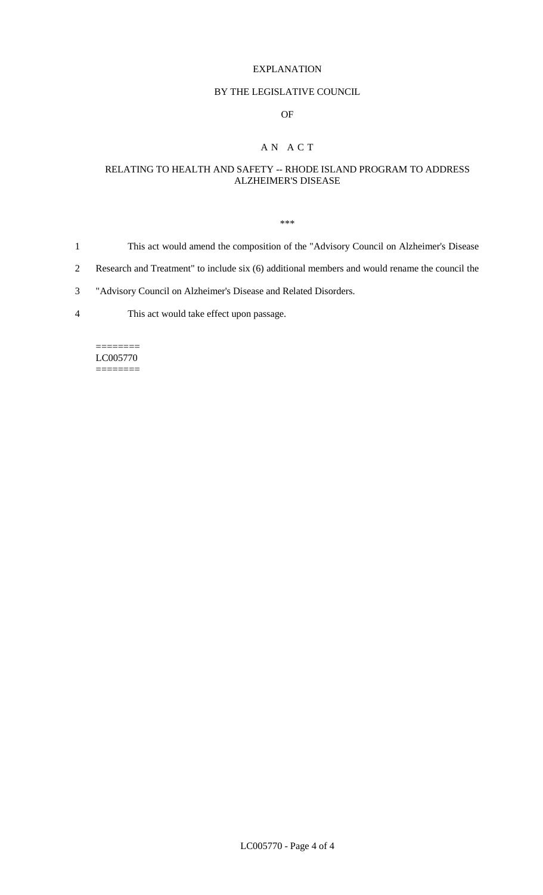EXPLANATION

BY THE LEGISLATIVE COUNCIL

OF

A N A C T

RELATING TO HEALTH AND SAFETY -- RHODE ISLAND PROGRAM TO ADDRESS ALZHEIMER'S DISEASE

***

1 This act would amend the composition of the "Advisory Council on Alzheimer's Disease
2 Research and Treatment" to include six (6) additional members and would rename the council the
3 "Advisory Council on Alzheimer's Disease and Related Disorders.
4 This act would take effect upon passage.

========
LC005770
========